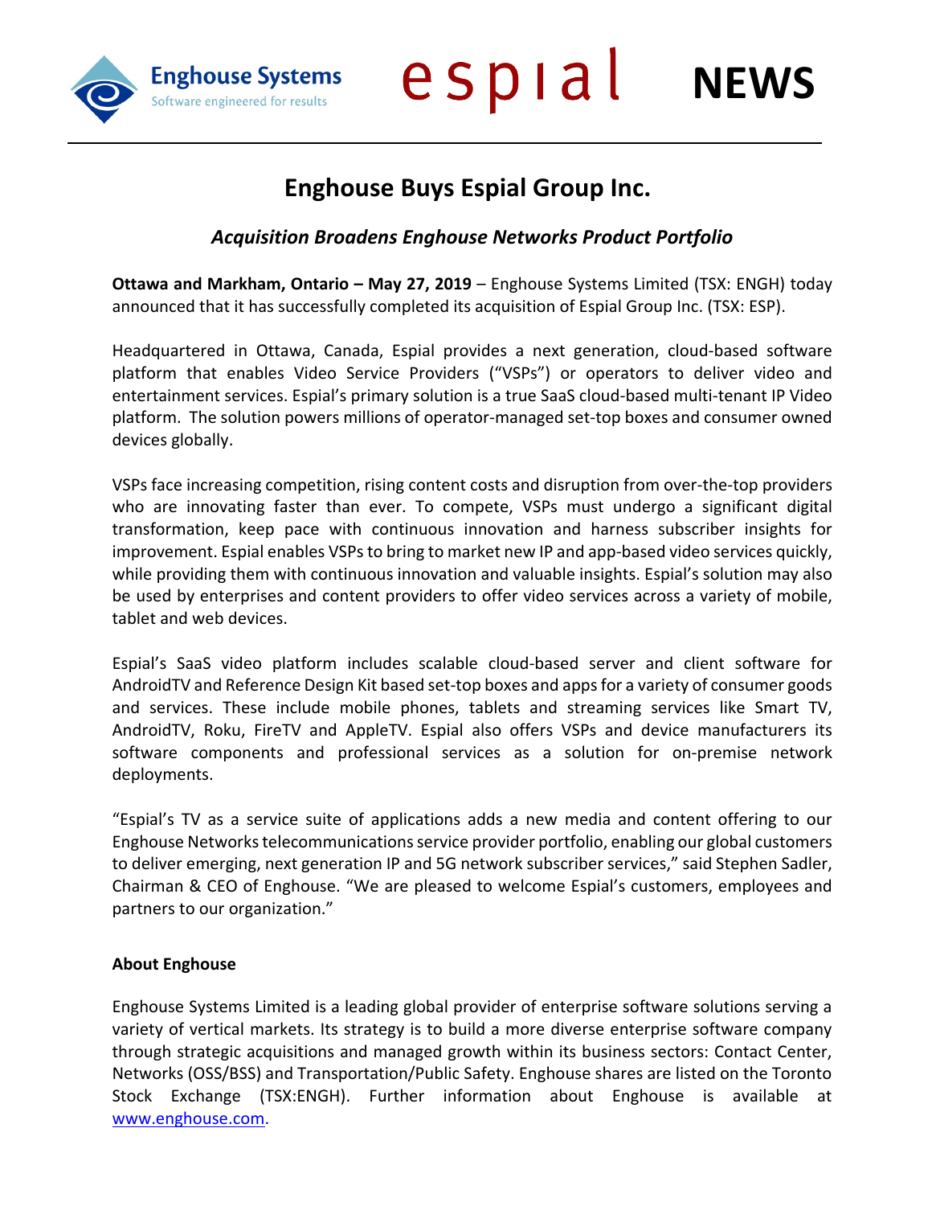Enghouse Systems
Software engineered for results

espial **NEWS**

# Enghouse Buys Espial Group Inc.

## *Acquisition Broadens Enghouse Networks Product Portfolio*

**Ottawa and Markham, Ontario – May 27, 2019** – Enghouse Systems Limited (TSX: ENGH) today announced that it has successfully completed its acquisition of Espial Group Inc. (TSX: ESP).

Headquartered in Ottawa, Canada, Espial provides a next generation, cloud-based software platform that enables Video Service Providers ("VSPs") or operators to deliver video and entertainment services. Espial's primary solution is a true SaaS cloud-based multi-tenant IP Video platform. The solution powers millions of operator-managed set-top boxes and consumer owned devices globally.

VSPs face increasing competition, rising content costs and disruption from over-the-top providers who are innovating faster than ever. To compete, VSPs must undergo a significant digital transformation, keep pace with continuous innovation and harness subscriber insights for improvement. Espial enables VSPs to bring to market new IP and app-based video services quickly, while providing them with continuous innovation and valuable insights. Espial's solution may also be used by enterprises and content providers to offer video services across a variety of mobile, tablet and web devices.

Espial's SaaS video platform includes scalable cloud-based server and client software for AndroidTV and Reference Design Kit based set-top boxes and apps for a variety of consumer goods and services. These include mobile phones, tablets and streaming services like Smart TV, AndroidTV, Roku, FireTV and AppleTV. Espial also offers VSPs and device manufacturers its software components and professional services as a solution for on-premise network deployments.

"Espial's TV as a service suite of applications adds a new media and content offering to our Enghouse Networks telecommunications service provider portfolio, enabling our global customers to deliver emerging, next generation IP and 5G network subscriber services," said Stephen Sadler, Chairman & CEO of Enghouse. "We are pleased to welcome Espial's customers, employees and partners to our organization."

**About Enghouse**

Enghouse Systems Limited is a leading global provider of enterprise software solutions serving a variety of vertical markets. Its strategy is to build a more diverse enterprise software company through strategic acquisitions and managed growth within its business sectors: Contact Center, Networks (OSS/BSS) and Transportation/Public Safety. Enghouse shares are listed on the Toronto Stock Exchange (TSX:ENGH). Further information about Enghouse is available at www.enghouse.com.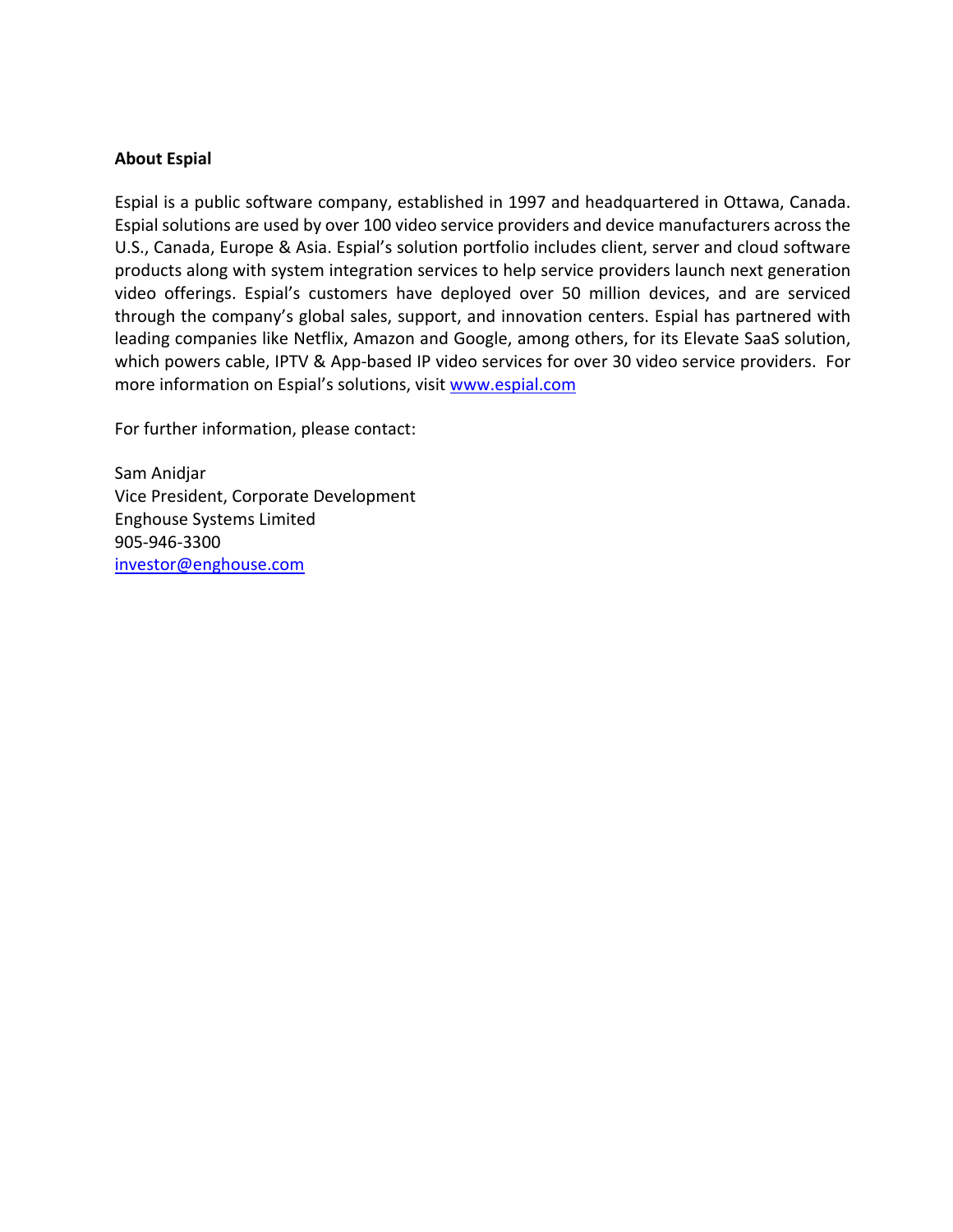**About Espial**

Espial is a public software company, established in 1997 and headquartered in Ottawa, Canada. Espial solutions are used by over 100 video service providers and device manufacturers across the U.S., Canada, Europe & Asia. Espial's solution portfolio includes client, server and cloud software products along with system integration services to help service providers launch next generation video offerings. Espial's customers have deployed over 50 million devices, and are serviced through the company's global sales, support, and innovation centers. Espial has partnered with leading companies like Netflix, Amazon and Google, among others, for its Elevate SaaS solution, which powers cable, IPTV & App-based IP video services for over 30 video service providers. For more information on Espial's solutions, visit [www.espial.com](http://www.espial.com)

For further information, please contact:

Sam Anidjar
Vice President, Corporate Development
Enghouse Systems Limited
905-946-3300
[investor@enghouse.com](mailto:investor@enghouse.com)